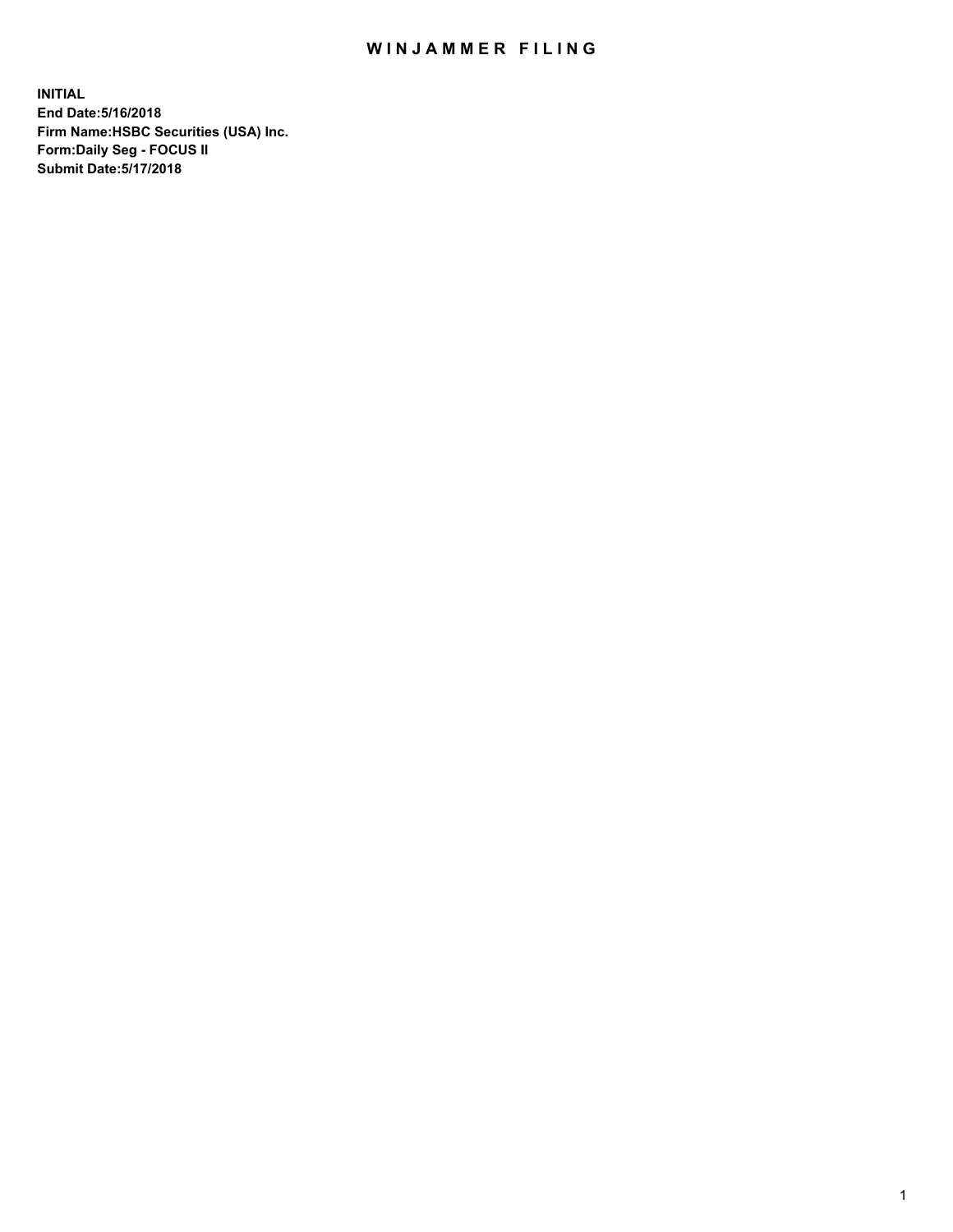# WINJAMMER FILING

**INITIAL**
**End Date:5/16/2018**
**Firm Name:HSBC Securities (USA) Inc.**
**Form:Daily Seg - FOCUS II**
**Submit Date:5/17/2018**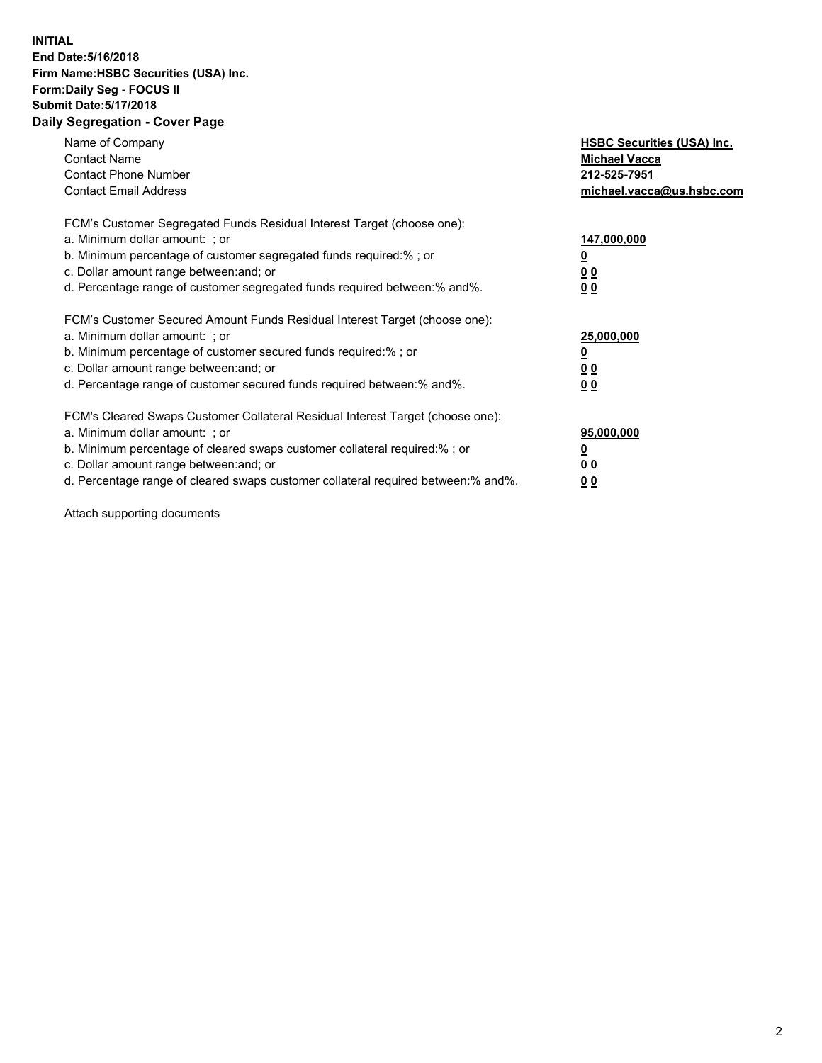**INITIAL**
**End Date:5/16/2018**
**Firm Name:HSBC Securities (USA) Inc.**
**Form:Daily Seg - FOCUS II**
**Submit Date:5/17/2018**

**Daily Segregation - Cover Page**

| | |
|---|---|
| Name of Company | **HSBC Securities (USA) Inc.** |
| Contact Name | **Michael Vacca** |
| Contact Phone Number | **212-525-7951** |
| Contact Email Address | **michael.vacca@us.hsbc.com** |
| FCM's Customer Segregated Funds Residual Interest Target (choose one): | |
| a. Minimum dollar amount: ; or | **147,000,000** |
| b. Minimum percentage of customer segregated funds required:% ; or | **0** |
| c. Dollar amount range between:and; or | **0 0** |
| d. Percentage range of customer segregated funds required between:% and%. | **0 0** |
| FCM's Customer Secured Amount Funds Residual Interest Target (choose one): | |
| a. Minimum dollar amount: ; or | **25,000,000** |
| b. Minimum percentage of customer secured funds required:% ; or | **0** |
| c. Dollar amount range between:and; or | **0 0** |
| d. Percentage range of customer secured funds required between:% and%. | **0 0** |
| FCM's Cleared Swaps Customer Collateral Residual Interest Target (choose one): | |
| a. Minimum dollar amount: ; or | **95,000,000** |
| b. Minimum percentage of cleared swaps customer collateral required:% ; or | **0** |
| c. Dollar amount range between:and; or | **0 0** |
| d. Percentage range of cleared swaps customer collateral required between:% and%. | **0 0** |

Attach supporting documents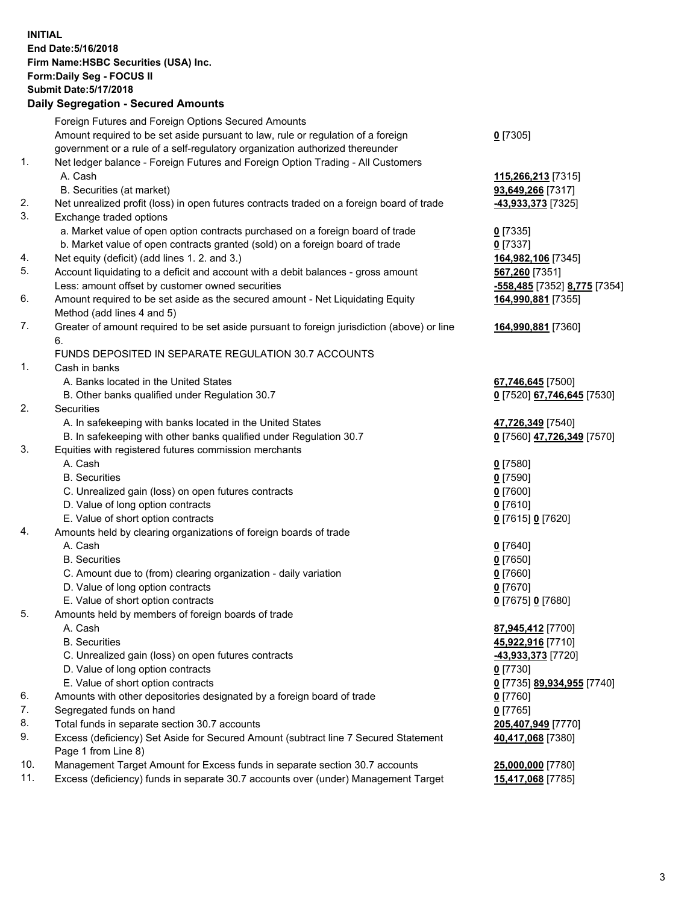**INITIAL**
**End Date:5/16/2018**
**Firm Name:HSBC Securities (USA) Inc.**
**Form:Daily Seg - FOCUS II**
**Submit Date:5/17/2018**

## Daily Segregation - Secured Amounts

| | | |
|---|---|---|
| | Foreign Futures and Foreign Options Secured Amounts | |
| | Amount required to be set aside pursuant to law, rule or regulation of a foreign government or a rule of a self-regulatory organization authorized thereunder | **0** [7305] |
| 1. | Net ledger balance - Foreign Futures and Foreign Option Trading - All Customers | |
| | A. Cash | **115,266,213** [7315] |
| | B. Securities (at market) | **93,649,266** [7317] |
| 2. | Net unrealized profit (loss) in open futures contracts traded on a foreign board of trade | **-43,933,373** [7325] |
| 3. | Exchange traded options | |
| | a. Market value of open option contracts purchased on a foreign board of trade | **0** [7335] |
| | b. Market value of open contracts granted (sold) on a foreign board of trade | **0** [7337] |
| 4. | Net equity (deficit) (add lines 1. 2. and 3.) | **164,982,106** [7345] |
| 5. | Account liquidating to a deficit and account with a debit balances - gross amount | **567,260** [7351] |
| | Less: amount offset by customer owned securities | **-558,485** [7352] **8,775** [7354] |
| 6. | Amount required to be set aside as the secured amount - Net Liquidating Equity Method (add lines 4 and 5) | **164,990,881** [7355] |
| 7. | Greater of amount required to be set aside pursuant to foreign jurisdiction (above) or line 6. | **164,990,881** [7360] |
| | FUNDS DEPOSITED IN SEPARATE REGULATION 30.7 ACCOUNTS | |
| 1. | Cash in banks | |
| | A. Banks located in the United States | **67,746,645** [7500] |
| | B. Other banks qualified under Regulation 30.7 | **0** [7520] **67,746,645** [7530] |
| 2. | Securities | |
| | A. In safekeeping with banks located in the United States | **47,726,349** [7540] |
| | B. In safekeeping with other banks qualified under Regulation 30.7 | **0** [7560] **47,726,349** [7570] |
| 3. | Equities with registered futures commission merchants | |
| | A. Cash | **0** [7580] |
| | B. Securities | **0** [7590] |
| | C. Unrealized gain (loss) on open futures contracts | **0** [7600] |
| | D. Value of long option contracts | **0** [7610] |
| | E. Value of short option contracts | **0** [7615] **0** [7620] |
| 4. | Amounts held by clearing organizations of foreign boards of trade | |
| | A. Cash | **0** [7640] |
| | B. Securities | **0** [7650] |
| | C. Amount due to (from) clearing organization - daily variation | **0** [7660] |
| | D. Value of long option contracts | **0** [7670] |
| | E. Value of short option contracts | **0** [7675] **0** [7680] |
| 5. | Amounts held by members of foreign boards of trade | |
| | A. Cash | **87,945,412** [7700] |
| | B. Securities | **45,922,916** [7710] |
| | C. Unrealized gain (loss) on open futures contracts | **-43,933,373** [7720] |
| | D. Value of long option contracts | **0** [7730] |
| | E. Value of short option contracts | **0** [7735] **89,934,955** [7740] |
| 6. | Amounts with other depositories designated by a foreign board of trade | **0** [7760] |
| 7. | Segregated funds on hand | **0** [7765] |
| 8. | Total funds in separate section 30.7 accounts | **205,407,949** [7770] |
| 9. | Excess (deficiency) Set Aside for Secured Amount (subtract line 7 Secured Statement Page 1 from Line 8) | **40,417,068** [7380] |
| 10. | Management Target Amount for Excess funds in separate section 30.7 accounts | **25,000,000** [7780] |
| 11. | Excess (deficiency) funds in separate 30.7 accounts over (under) Management Target | **15,417,068** [7785] |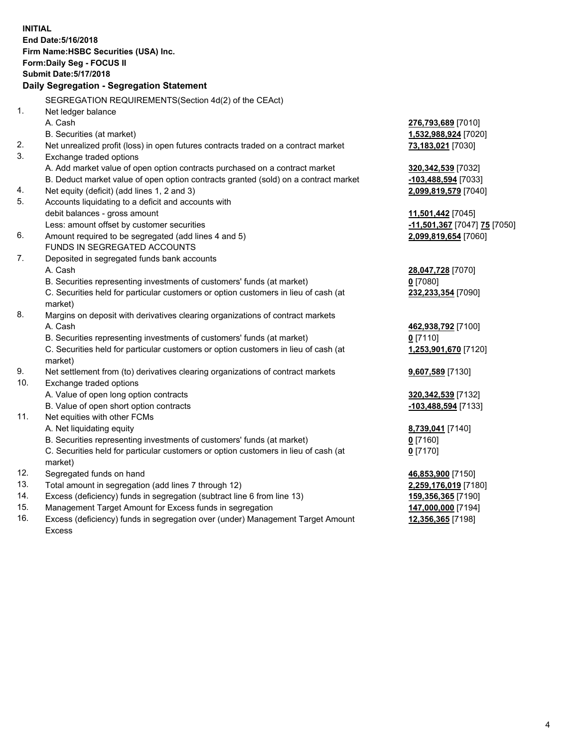**INITIAL**
**End Date:5/16/2018**
**Firm Name:HSBC Securities (USA) Inc.**
**Form:Daily Seg - FOCUS II**
**Submit Date:5/17/2018**

### Daily Segregation - Segregation Statement

| | | |
|---|---|---|
| | SEGREGATION REQUIREMENTS(Section 4d(2) of the CEAct) | |
| 1. | Net ledger balance | |
| | A. Cash | **276,793,689** [7010] |
| | B. Securities (at market) | **1,532,988,924** [7020] |
| 2. | Net unrealized profit (loss) in open futures contracts traded on a contract market | **73,183,021** [7030] |
| 3. | Exchange traded options | |
| | A. Add market value of open option contracts purchased on a contract market | **320,342,539** [7032] |
| | B. Deduct market value of open option contracts granted (sold) on a contract market | **-103,488,594** [7033] |
| 4. | Net equity (deficit) (add lines 1, 2 and 3) | **2,099,819,579** [7040] |
| 5. | Accounts liquidating to a deficit and accounts with | |
| | debit balances - gross amount | **11,501,442** [7045] |
| | Less: amount offset by customer securities | **-11,501,367** [7047] **75** [7050] |
| 6. | Amount required to be segregated (add lines 4 and 5) | **2,099,819,654** [7060] |
| | FUNDS IN SEGREGATED ACCOUNTS | |
| 7. | Deposited in segregated funds bank accounts | |
| | A. Cash | **28,047,728** [7070] |
| | B. Securities representing investments of customers' funds (at market) | **0** [7080] |
| | C. Securities held for particular customers or option customers in lieu of cash (at market) | **232,233,354** [7090] |
| 8. | Margins on deposit with derivatives clearing organizations of contract markets | |
| | A. Cash | **462,938,792** [7100] |
| | B. Securities representing investments of customers' funds (at market) | **0** [7110] |
| | C. Securities held for particular customers or option customers in lieu of cash (at market) | **1,253,901,670** [7120] |
| 9. | Net settlement from (to) derivatives clearing organizations of contract markets | **9,607,589** [7130] |
| 10. | Exchange traded options | |
| | A. Value of open long option contracts | **320,342,539** [7132] |
| | B. Value of open short option contracts | **-103,488,594** [7133] |
| 11. | Net equities with other FCMs | |
| | A. Net liquidating equity | **8,739,041** [7140] |
| | B. Securities representing investments of customers' funds (at market) | **0** [7160] |
| | C. Securities held for particular customers or option customers in lieu of cash (at market) | **0** [7170] |
| 12. | Segregated funds on hand | **46,853,900** [7150] |
| 13. | Total amount in segregation (add lines 7 through 12) | **2,259,176,019** [7180] |
| 14. | Excess (deficiency) funds in segregation (subtract line 6 from line 13) | **159,356,365** [7190] |
| 15. | Management Target Amount for Excess funds in segregation | **147,000,000** [7194] |
| 16. | Excess (deficiency) funds in segregation over (under) Management Target Amount Excess | **12,356,365** [7198] |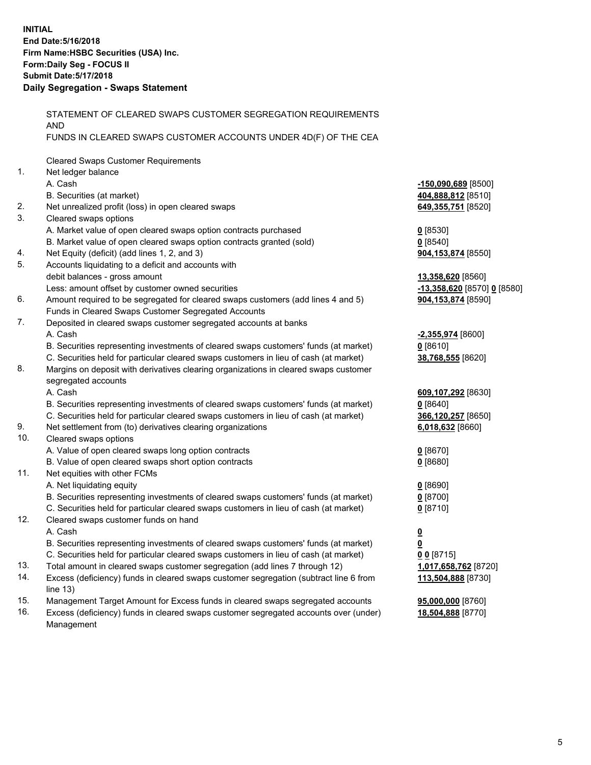**INITIAL**
**End Date:5/16/2018**
**Firm Name:HSBC Securities (USA) Inc.**
**Form:Daily Seg - FOCUS II**
**Submit Date:5/17/2018**
**Daily Segregation - Swaps Statement**

STATEMENT OF CLEARED SWAPS CUSTOMER SEGREGATION REQUIREMENTS AND FUNDS IN CLEARED SWAPS CUSTOMER ACCOUNTS UNDER 4D(F) OF THE CEA

| | | |
|---|---|---|
| | Cleared Swaps Customer Requirements | |
| 1. | Net ledger balance | |
| | A. Cash | **-150,090,689** [8500] |
| | B. Securities (at market) | **404,888,812** [8510] |
| 2. | Net unrealized profit (loss) in open cleared swaps | **649,355,751** [8520] |
| 3. | Cleared swaps options | |
| | A. Market value of open cleared swaps option contracts purchased | **0** [8530] |
| | B. Market value of open cleared swaps option contracts granted (sold) | **0** [8540] |
| 4. | Net Equity (deficit) (add lines 1, 2, and 3) | **904,153,874** [8550] |
| 5. | Accounts liquidating to a deficit and accounts with debit balances - gross amount | **13,358,620** [8560] |
| | Less: amount offset by customer owned securities | **-13,358,620** [8570] **0** [8580] |
| 6. | Amount required to be segregated for cleared swaps customers (add lines 4 and 5) | **904,153,874** [8590] |
| | Funds in Cleared Swaps Customer Segregated Accounts | |
| 7. | Deposited in cleared swaps customer segregated accounts at banks | |
| | A. Cash | **-2,355,974** [8600] |
| | B. Securities representing investments of cleared swaps customers' funds (at market) | **0** [8610] |
| | C. Securities held for particular cleared swaps customers in lieu of cash (at market) | **38,768,555** [8620] |
| 8. | Margins on deposit with derivatives clearing organizations in cleared swaps customer segregated accounts | |
| | A. Cash | **609,107,292** [8630] |
| | B. Securities representing investments of cleared swaps customers' funds (at market) | **0** [8640] |
| | C. Securities held for particular cleared swaps customers in lieu of cash (at market) | **366,120,257** [8650] |
| 9. | Net settlement from (to) derivatives clearing organizations | **6,018,632** [8660] |
| 10. | Cleared swaps options | |
| | A. Value of open cleared swaps long option contracts | **0** [8670] |
| | B. Value of open cleared swaps short option contracts | **0** [8680] |
| 11. | Net equities with other FCMs | |
| | A. Net liquidating equity | **0** [8690] |
| | B. Securities representing investments of cleared swaps customers' funds (at market) | **0** [8700] |
| | C. Securities held for particular cleared swaps customers in lieu of cash (at market) | **0** [8710] |
| 12. | Cleared swaps customer funds on hand | |
| | A. Cash | **0** |
| | B. Securities representing investments of cleared swaps customers' funds (at market) | **0** |
| | C. Securities held for particular cleared swaps customers in lieu of cash (at market) | **0** **0** [8715] |
| 13. | Total amount in cleared swaps customer segregation (add lines 7 through 12) | **1,017,658,762** [8720] |
| 14. | Excess (deficiency) funds in cleared swaps customer segregation (subtract line 6 from line 13) | **113,504,888** [8730] |
| 15. | Management Target Amount for Excess funds in cleared swaps segregated accounts | **95,000,000** [8760] |
| 16. | Excess (deficiency) funds in cleared swaps customer segregated accounts over (under) Management | **18,504,888** [8770] |